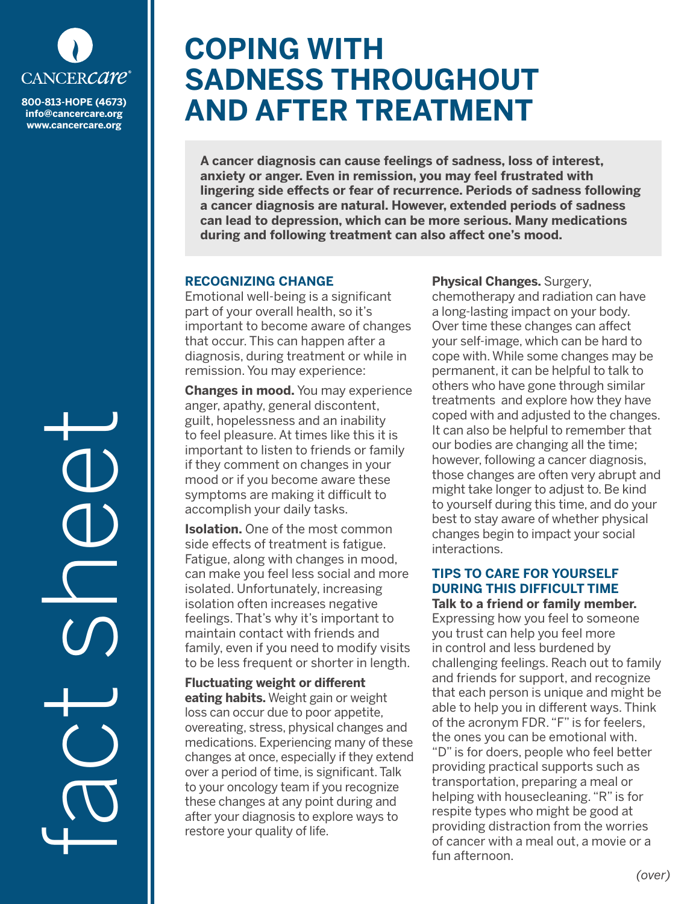CANCERcare®

800-813-HOPE (4673)
info@cancercare.org
www.cancercare.org

fact sheet

# COPING WITH SADNESS THROUGHOUT AND AFTER TREATMENT

**A cancer diagnosis can cause feelings of sadness, loss of interest, anxiety or anger. Even in remission, you may feel frustrated with lingering side effects or fear of recurrence. Periods of sadness following a cancer diagnosis are natural. However, extended periods of sadness can lead to depression, which can be more serious. Many medications during and following treatment can also affect one's mood.**

## RECOGNIZING CHANGE

Emotional well-being is a significant part of your overall health, so it's important to become aware of changes that occur. This can happen after a diagnosis, during treatment or while in remission. You may experience:

**Changes in mood.** You may experience anger, apathy, general discontent, guilt, hopelessness and an inability to feel pleasure. At times like this it is important to listen to friends or family if they comment on changes in your mood or if you become aware these symptoms are making it difficult to accomplish your daily tasks.

**Isolation.** One of the most common side effects of treatment is fatigue. Fatigue, along with changes in mood, can make you feel less social and more isolated. Unfortunately, increasing isolation often increases negative feelings. That's why it's important to maintain contact with friends and family, even if you need to modify visits to be less frequent or shorter in length.

**Fluctuating weight or different eating habits.** Weight gain or weight loss can occur due to poor appetite, overeating, stress, physical changes and medications. Experiencing many of these changes at once, especially if they extend over a period of time, is significant. Talk to your oncology team if you recognize these changes at any point during and after your diagnosis to explore ways to restore your quality of life.

**Physical Changes.** Surgery, chemotherapy and radiation can have a long-lasting impact on your body. Over time these changes can affect your self-image, which can be hard to cope with. While some changes may be permanent, it can be helpful to talk to others who have gone through similar treatments and explore how they have coped with and adjusted to the changes. It can also be helpful to remember that our bodies are changing all the time; however, following a cancer diagnosis, those changes are often very abrupt and might take longer to adjust to. Be kind to yourself during this time, and do your best to stay aware of whether physical changes begin to impact your social interactions.

## TIPS TO CARE FOR YOURSELF DURING THIS DIFFICULT TIME

**Talk to a friend or family member.** Expressing how you feel to someone you trust can help you feel more in control and less burdened by challenging feelings. Reach out to family and friends for support, and recognize that each person is unique and might be able to help you in different ways. Think of the acronym FDR. "F" is for feelers, the ones you can be emotional with. "D" is for doers, people who feel better providing practical supports such as transportation, preparing a meal or helping with housecleaning. "R" is for respite types who might be good at providing distraction from the worries of cancer with a meal out, a movie or a fun afternoon.

*(over)*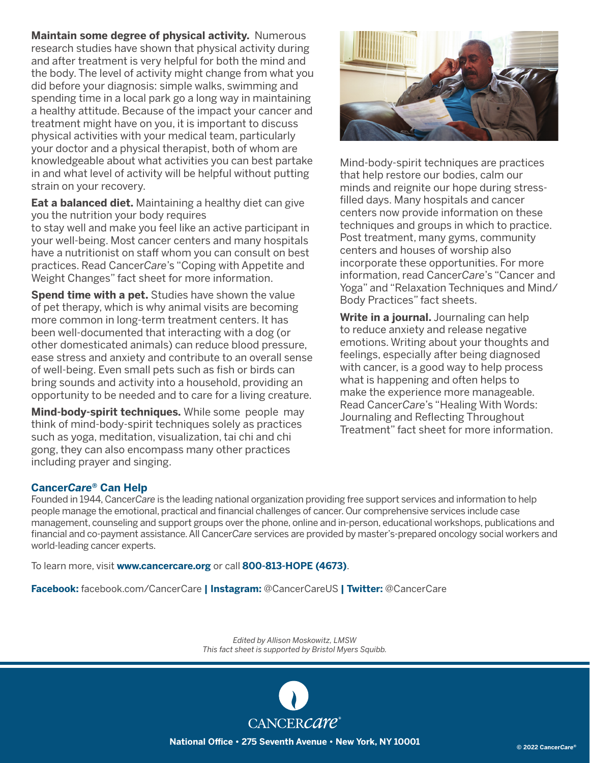**Maintain some degree of physical activity.** Numerous research studies have shown that physical activity during and after treatment is very helpful for both the mind and the body. The level of activity might change from what you did before your diagnosis: simple walks, swimming and spending time in a local park go a long way in maintaining a healthy attitude. Because of the impact your cancer and treatment might have on you, it is important to discuss physical activities with your medical team, particularly your doctor and a physical therapist, both of whom are knowledgeable about what activities you can best partake in and what level of activity will be helpful without putting strain on your recovery.

**Eat a balanced diet.** Maintaining a healthy diet can give you the nutrition your body requires to stay well and make you feel like an active participant in your well-being. Most cancer centers and many hospitals have a nutritionist on staff whom you can consult on best practices. Read Cancer*Care*'s "Coping with Appetite and Weight Changes" fact sheet for more information.

**Spend time with a pet.** Studies have shown the value of pet therapy, which is why animal visits are becoming more common in long-term treatment centers. It has been well-documented that interacting with a dog (or other domesticated animals) can reduce blood pressure, ease stress and anxiety and contribute to an overall sense of well-being. Even small pets such as fish or birds can bring sounds and activity into a household, providing an opportunity to be needed and to care for a living creature.

**Mind-body-spirit techniques.** While some people may think of mind-body-spirit techniques solely as practices such as yoga, meditation, visualization, tai chi and chi gong, they can also encompass many other practices including prayer and singing.

Mind-body-spirit techniques are practices that help restore our bodies, calm our minds and reignite our hope during stress-filled days. Many hospitals and cancer centers now provide information on these techniques and groups in which to practice. Post treatment, many gyms, community centers and houses of worship also incorporate these opportunities. For more information, read Cancer*Care*'s "Cancer and Yoga" and "Relaxation Techniques and Mind/Body Practices" fact sheets.

**Write in a journal.** Journaling can help to reduce anxiety and release negative emotions. Writing about your thoughts and feelings, especially after being diagnosed with cancer, is a good way to help process what is happening and often helps to make the experience more manageable. Read Cancer*Care*'s "Healing With Words: Journaling and Reflecting Throughout Treatment" fact sheet for more information.

**Cancer*Care*® Can Help**

Founded in 1944, Cancer*Care* is the leading national organization providing free support services and information to help people manage the emotional, practical and financial challenges of cancer. Our comprehensive services include case management, counseling and support groups over the phone, online and in-person, educational workshops, publications and financial and co-payment assistance. All Cancer*Care* services are provided by master's-prepared oncology social workers and world-leading cancer experts.

To learn more, visit **www.cancercare.org** or call **800-813-HOPE (4673)**.

**Facebook:** facebook.com/CancerCare | **Instagram:** @CancerCareUS | **Twitter:** @CancerCare

*Edited by Allison Moskowitz, LMSW*
*This fact sheet is supported by Bristol Myers Squibb.*

CANCER*care*®

**National Office • 275 Seventh Avenue • New York, NY 10001**

© 2022 CancerCare®